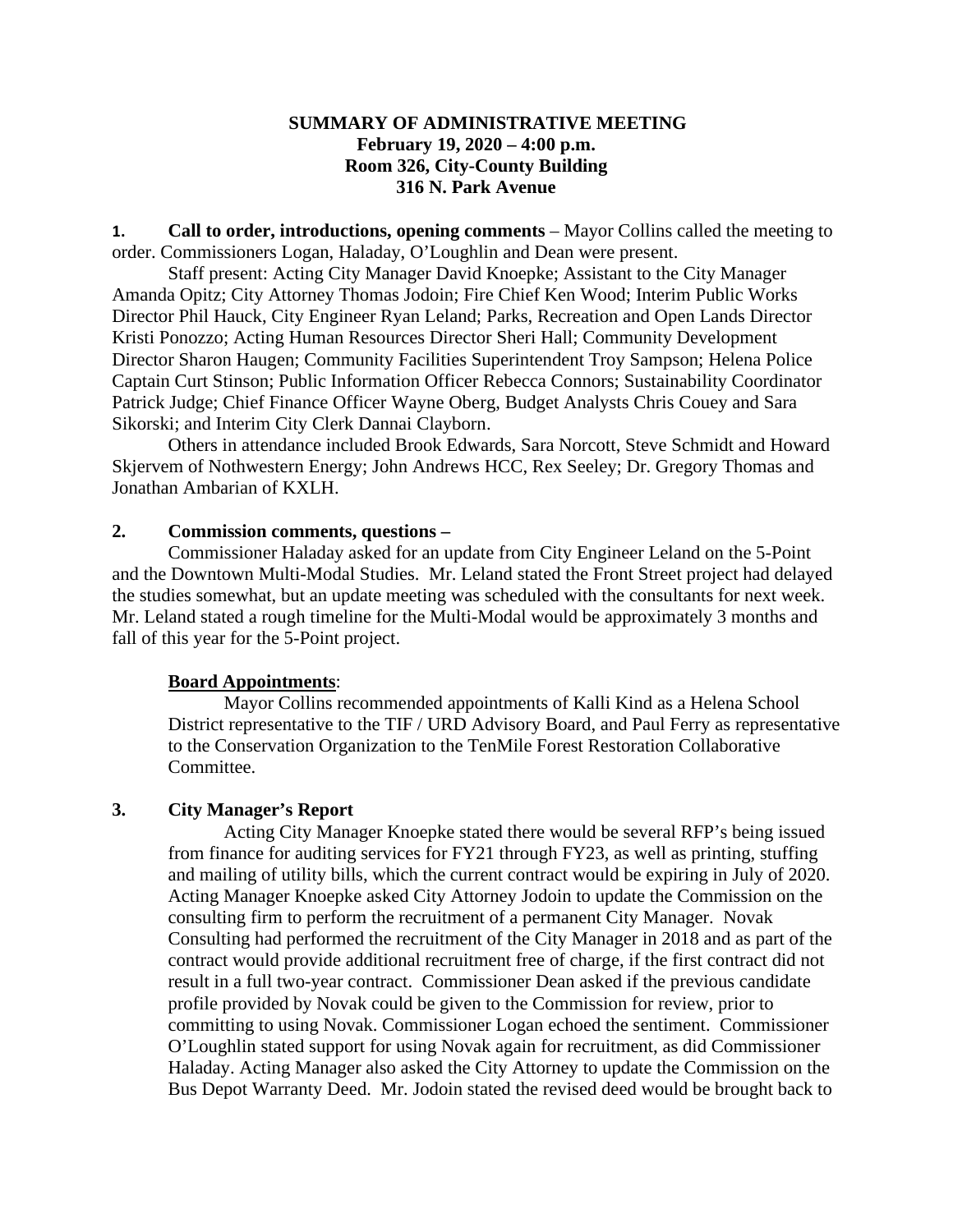**SUMMARY OF ADMINISTRATIVE MEETING**
**February 19, 2020 – 4:00 p.m.**
**Room 326, City-County Building**
**316 N. Park Avenue**

**1. Call to order, introductions, opening comments** – Mayor Collins called the meeting to order. Commissioners Logan, Haladay, O'Loughlin and Dean were present.

Staff present: Acting City Manager David Knoepke; Assistant to the City Manager Amanda Opitz; City Attorney Thomas Jodoin; Fire Chief Ken Wood; Interim Public Works Director Phil Hauck, City Engineer Ryan Leland; Parks, Recreation and Open Lands Director Kristi Ponozzo; Acting Human Resources Director Sheri Hall; Community Development Director Sharon Haugen; Community Facilities Superintendent Troy Sampson; Helena Police Captain Curt Stinson; Public Information Officer Rebecca Connors; Sustainability Coordinator Patrick Judge; Chief Finance Officer Wayne Oberg, Budget Analysts Chris Couey and Sara Sikorski; and Interim City Clerk Dannai Clayborn.

Others in attendance included Brook Edwards, Sara Norcott, Steve Schmidt and Howard Skjervem of Nothwestern Energy; John Andrews HCC, Rex Seeley; Dr. Gregory Thomas and Jonathan Ambarian of KXLH.

**2. Commission comments, questions –**

Commissioner Haladay asked for an update from City Engineer Leland on the 5-Point and the Downtown Multi-Modal Studies. Mr. Leland stated the Front Street project had delayed the studies somewhat, but an update meeting was scheduled with the consultants for next week. Mr. Leland stated a rough timeline for the Multi-Modal would be approximately 3 months and fall of this year for the 5-Point project.

**Board Appointments**:

Mayor Collins recommended appointments of Kalli Kind as a Helena School District representative to the TIF / URD Advisory Board, and Paul Ferry as representative to the Conservation Organization to the TenMile Forest Restoration Collaborative Committee.

**3. City Manager's Report**

Acting City Manager Knoepke stated there would be several RFP's being issued from finance for auditing services for FY21 through FY23, as well as printing, stuffing and mailing of utility bills, which the current contract would be expiring in July of 2020. Acting Manager Knoepke asked City Attorney Jodoin to update the Commission on the consulting firm to perform the recruitment of a permanent City Manager. Novak Consulting had performed the recruitment of the City Manager in 2018 and as part of the contract would provide additional recruitment free of charge, if the first contract did not result in a full two-year contract. Commissioner Dean asked if the previous candidate profile provided by Novak could be given to the Commission for review, prior to committing to using Novak. Commissioner Logan echoed the sentiment. Commissioner O'Loughlin stated support for using Novak again for recruitment, as did Commissioner Haladay. Acting Manager also asked the City Attorney to update the Commission on the Bus Depot Warranty Deed. Mr. Jodoin stated the revised deed would be brought back to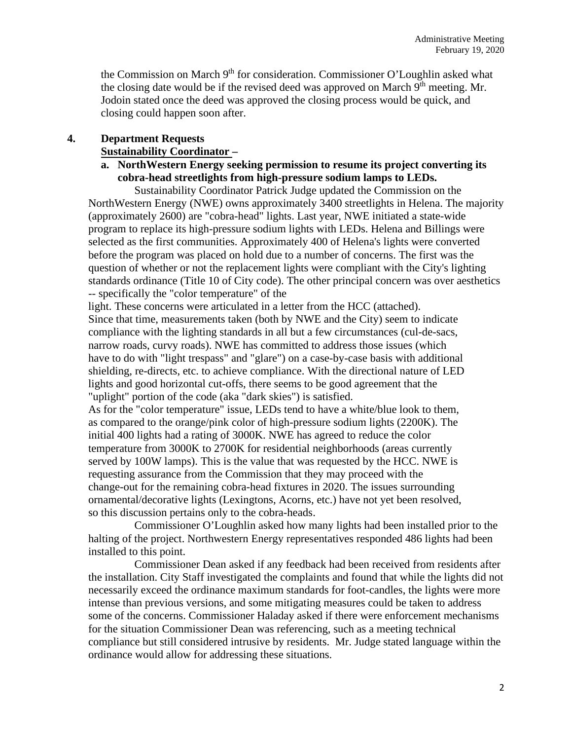the Commission on March 9th for consideration. Commissioner O'Loughlin asked what the closing date would be if the revised deed was approved on March 9th meeting. Mr. Jodoin stated once the deed was approved the closing process would be quick, and closing could happen soon after.

**4. Department Requests**

**Sustainability Coordinator –**

**a. NorthWestern Energy seeking permission to resume its project converting its cobra-head streetlights from high-pressure sodium lamps to LEDs.**

Sustainability Coordinator Patrick Judge updated the Commission on the NorthWestern Energy (NWE) owns approximately 3400 streetlights in Helena. The majority (approximately 2600) are "cobra-head" lights. Last year, NWE initiated a state-wide program to replace its high-pressure sodium lights with LEDs. Helena and Billings were selected as the first communities. Approximately 400 of Helena's lights were converted before the program was placed on hold due to a number of concerns. The first was the question of whether or not the replacement lights were compliant with the City's lighting standards ordinance (Title 10 of City code). The other principal concern was over aesthetics -- specifically the "color temperature" of the light. These concerns were articulated in a letter from the HCC (attached).

Since that time, measurements taken (both by NWE and the City) seem to indicate compliance with the lighting standards in all but a few circumstances (cul-de-sacs, narrow roads, curvy roads). NWE has committed to address those issues (which have to do with "light trespass" and "glare") on a case-by-case basis with additional shielding, re-directs, etc. to achieve compliance. With the directional nature of LED lights and good horizontal cut-offs, there seems to be good agreement that the "uplight" portion of the code (aka "dark skies") is satisfied.

As for the "color temperature" issue, LEDs tend to have a white/blue look to them, as compared to the orange/pink color of high-pressure sodium lights (2200K). The initial 400 lights had a rating of 3000K. NWE has agreed to reduce the color temperature from 3000K to 2700K for residential neighborhoods (areas currently served by 100W lamps). This is the value that was requested by the HCC. NWE is requesting assurance from the Commission that they may proceed with the change-out for the remaining cobra-head fixtures in 2020. The issues surrounding ornamental/decorative lights (Lexingtons, Acorns, etc.) have not yet been resolved, so this discussion pertains only to the cobra-heads.

Commissioner O'Loughlin asked how many lights had been installed prior to the halting of the project. Northwestern Energy representatives responded 486 lights had been installed to this point.

Commissioner Dean asked if any feedback had been received from residents after the installation. City Staff investigated the complaints and found that while the lights did not necessarily exceed the ordinance maximum standards for foot-candles, the lights were more intense than previous versions, and some mitigating measures could be taken to address some of the concerns. Commissioner Haladay asked if there were enforcement mechanisms for the situation Commissioner Dean was referencing, such as a meeting technical compliance but still considered intrusive by residents. Mr. Judge stated language within the ordinance would allow for addressing these situations.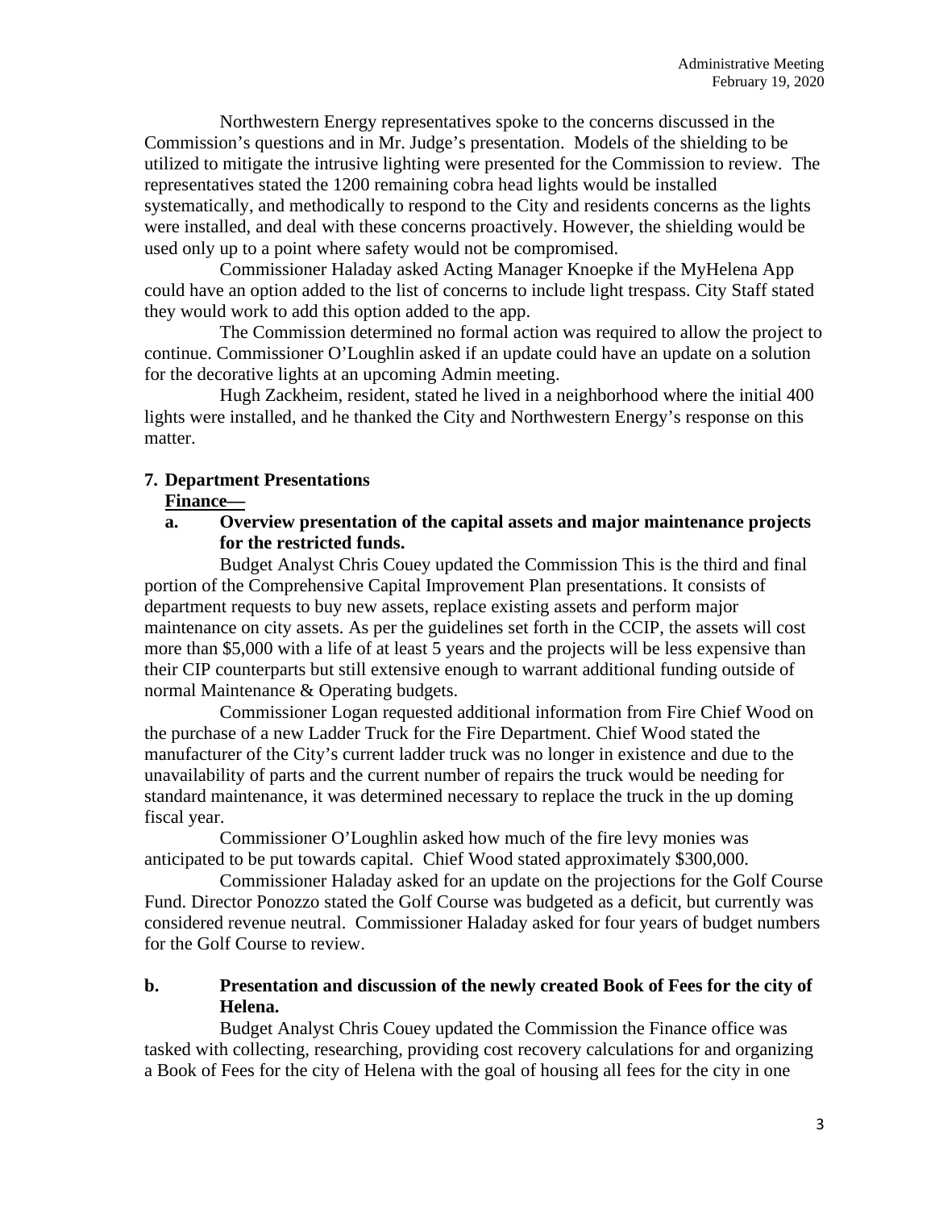Northwestern Energy representatives spoke to the concerns discussed in the Commission's questions and in Mr. Judge's presentation. Models of the shielding to be utilized to mitigate the intrusive lighting were presented for the Commission to review. The representatives stated the 1200 remaining cobra head lights would be installed systematically, and methodically to respond to the City and residents concerns as the lights were installed, and deal with these concerns proactively. However, the shielding would be used only up to a point where safety would not be compromised.

Commissioner Haladay asked Acting Manager Knoepke if the MyHelena App could have an option added to the list of concerns to include light trespass. City Staff stated they would work to add this option added to the app.

The Commission determined no formal action was required to allow the project to continue. Commissioner O'Loughlin asked if an update could have an update on a solution for the decorative lights at an upcoming Admin meeting.

Hugh Zackheim, resident, stated he lived in a neighborhood where the initial 400 lights were installed, and he thanked the City and Northwestern Energy's response on this matter.

**7. Department Presentations**

**<u>Finance—</u>**

**a. Overview presentation of the capital assets and major maintenance projects for the restricted funds.**

Budget Analyst Chris Couey updated the Commission This is the third and final portion of the Comprehensive Capital Improvement Plan presentations. It consists of department requests to buy new assets, replace existing assets and perform major maintenance on city assets. As per the guidelines set forth in the CCIP, the assets will cost more than $5,000 with a life of at least 5 years and the projects will be less expensive than their CIP counterparts but still extensive enough to warrant additional funding outside of normal Maintenance & Operating budgets.

Commissioner Logan requested additional information from Fire Chief Wood on the purchase of a new Ladder Truck for the Fire Department. Chief Wood stated the manufacturer of the City's current ladder truck was no longer in existence and due to the unavailability of parts and the current number of repairs the truck would be needing for standard maintenance, it was determined necessary to replace the truck in the up doming fiscal year.

Commissioner O'Loughlin asked how much of the fire levy monies was anticipated to be put towards capital. Chief Wood stated approximately $300,000.

Commissioner Haladay asked for an update on the projections for the Golf Course Fund. Director Ponozzo stated the Golf Course was budgeted as a deficit, but currently was considered revenue neutral. Commissioner Haladay asked for four years of budget numbers for the Golf Course to review.

**b. Presentation and discussion of the newly created Book of Fees for the city of Helena.**

Budget Analyst Chris Couey updated the Commission the Finance office was tasked with collecting, researching, providing cost recovery calculations for and organizing a Book of Fees for the city of Helena with the goal of housing all fees for the city in one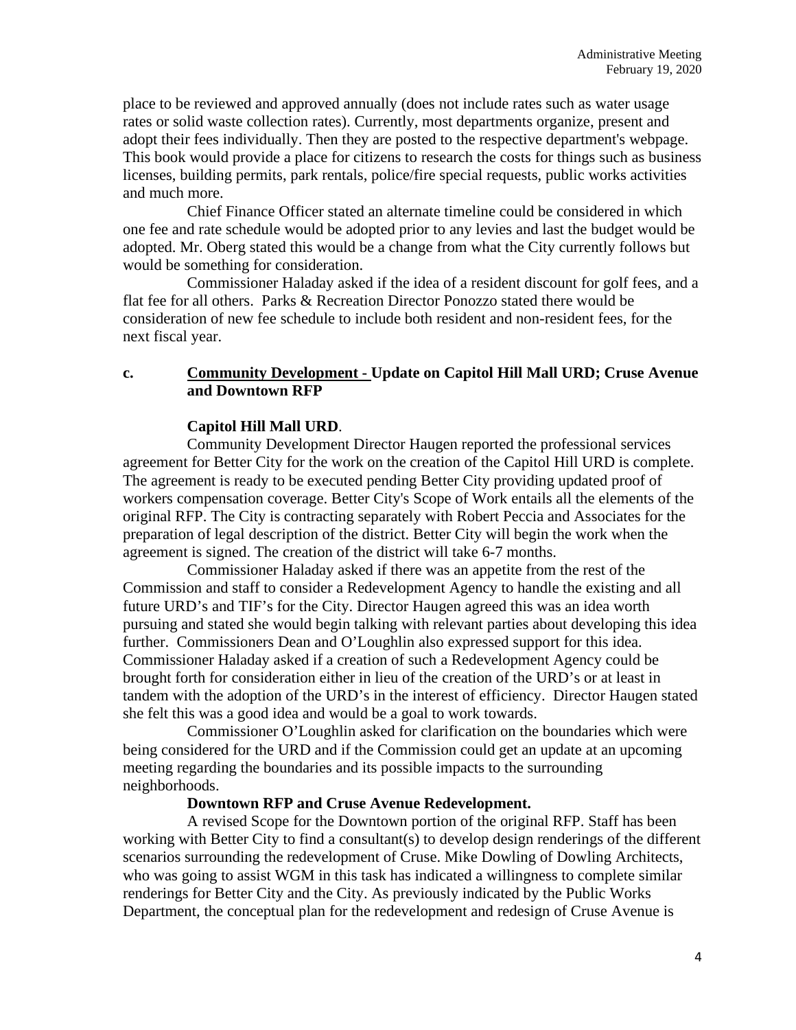place to be reviewed and approved annually (does not include rates such as water usage rates or solid waste collection rates). Currently, most departments organize, present and adopt their fees individually. Then they are posted to the respective department's webpage. This book would provide a place for citizens to research the costs for things such as business licenses, building permits, park rentals, police/fire special requests, public works activities and much more.

Chief Finance Officer stated an alternate timeline could be considered in which one fee and rate schedule would be adopted prior to any levies and last the budget would be adopted. Mr. Oberg stated this would be a change from what the City currently follows but would be something for consideration.

Commissioner Haladay asked if the idea of a resident discount for golf fees, and a flat fee for all others. Parks & Recreation Director Ponozzo stated there would be consideration of new fee schedule to include both resident and non-resident fees, for the next fiscal year.

**c. Community Development - Update on Capitol Hill Mall URD; Cruse Avenue and Downtown RFP**

**Capitol Hill Mall URD**.

Community Development Director Haugen reported the professional services agreement for Better City for the work on the creation of the Capitol Hill URD is complete. The agreement is ready to be executed pending Better City providing updated proof of workers compensation coverage. Better City's Scope of Work entails all the elements of the original RFP. The City is contracting separately with Robert Peccia and Associates for the preparation of legal description of the district. Better City will begin the work when the agreement is signed. The creation of the district will take 6-7 months.

Commissioner Haladay asked if there was an appetite from the rest of the Commission and staff to consider a Redevelopment Agency to handle the existing and all future URD's and TIF's for the City. Director Haugen agreed this was an idea worth pursuing and stated she would begin talking with relevant parties about developing this idea further. Commissioners Dean and O'Loughlin also expressed support for this idea. Commissioner Haladay asked if a creation of such a Redevelopment Agency could be brought forth for consideration either in lieu of the creation of the URD's or at least in tandem with the adoption of the URD's in the interest of efficiency. Director Haugen stated she felt this was a good idea and would be a goal to work towards.

Commissioner O'Loughlin asked for clarification on the boundaries which were being considered for the URD and if the Commission could get an update at an upcoming meeting regarding the boundaries and its possible impacts to the surrounding neighborhoods.

**Downtown RFP and Cruse Avenue Redevelopment.**

A revised Scope for the Downtown portion of the original RFP. Staff has been working with Better City to find a consultant(s) to develop design renderings of the different scenarios surrounding the redevelopment of Cruse. Mike Dowling of Dowling Architects, who was going to assist WGM in this task has indicated a willingness to complete similar renderings for Better City and the City. As previously indicated by the Public Works Department, the conceptual plan for the redevelopment and redesign of Cruse Avenue is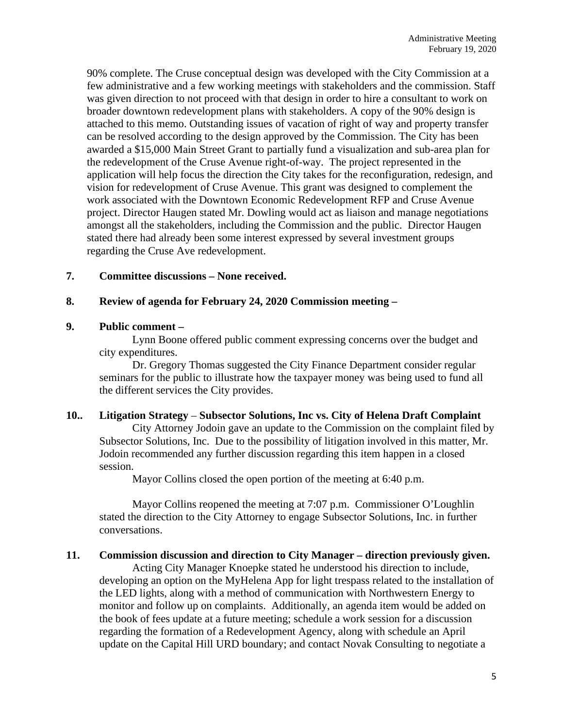90% complete. The Cruse conceptual design was developed with the City Commission at a few administrative and a few working meetings with stakeholders and the commission. Staff was given direction to not proceed with that design in order to hire a consultant to work on broader downtown redevelopment plans with stakeholders. A copy of the 90% design is attached to this memo. Outstanding issues of vacation of right of way and property transfer can be resolved according to the design approved by the Commission. The City has been awarded a $15,000 Main Street Grant to partially fund a visualization and sub-area plan for the redevelopment of the Cruse Avenue right-of-way. The project represented in the application will help focus the direction the City takes for the reconfiguration, redesign, and vision for redevelopment of Cruse Avenue. This grant was designed to complement the work associated with the Downtown Economic Redevelopment RFP and Cruse Avenue project. Director Haugen stated Mr. Dowling would act as liaison and manage negotiations amongst all the stakeholders, including the Commission and the public. Director Haugen stated there had already been some interest expressed by several investment groups regarding the Cruse Ave redevelopment.

**7. Committee discussions – None received.**

**8. Review of agenda for February 24, 2020 Commission meeting –**

**9. Public comment –**

Lynn Boone offered public comment expressing concerns over the budget and city expenditures.

Dr. Gregory Thomas suggested the City Finance Department consider regular seminars for the public to illustrate how the taxpayer money was being used to fund all the different services the City provides.

**10.. Litigation Strategy – Subsector Solutions, Inc vs. City of Helena Draft Complaint**

City Attorney Jodoin gave an update to the Commission on the complaint filed by Subsector Solutions, Inc. Due to the possibility of litigation involved in this matter, Mr. Jodoin recommended any further discussion regarding this item happen in a closed session.

Mayor Collins closed the open portion of the meeting at 6:40 p.m.

Mayor Collins reopened the meeting at 7:07 p.m. Commissioner O'Loughlin stated the direction to the City Attorney to engage Subsector Solutions, Inc. in further conversations.

**11. Commission discussion and direction to City Manager – direction previously given.**

Acting City Manager Knoepke stated he understood his direction to include, developing an option on the MyHelena App for light trespass related to the installation of the LED lights, along with a method of communication with Northwestern Energy to monitor and follow up on complaints. Additionally, an agenda item would be added on the book of fees update at a future meeting; schedule a work session for a discussion regarding the formation of a Redevelopment Agency, along with schedule an April update on the Capital Hill URD boundary; and contact Novak Consulting to negotiate a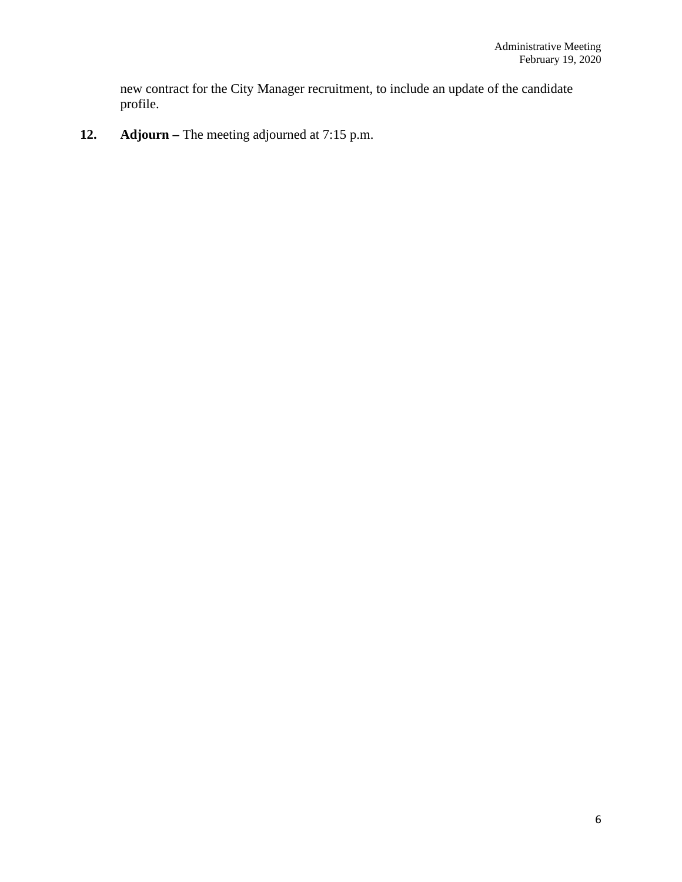new contract for the City Manager recruitment, to include an update of the candidate profile.

**12. Adjourn –** The meeting adjourned at 7:15 p.m.